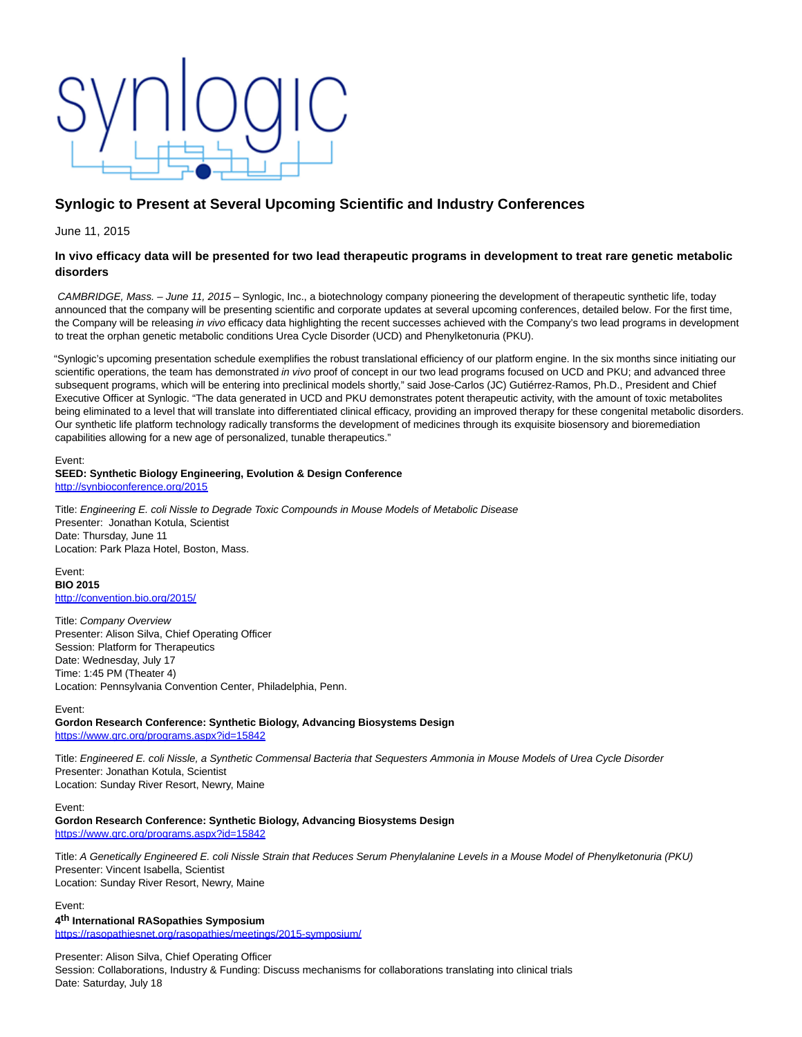# Synlogic to Present at Several Upcoming Scientific and Industry Conferences

June 11, 2015

**In vivo efficacy data will be presented for two lead therapeutic programs in development to treat rare genetic metabolic disorders**

*CAMBRIDGE, Mass. – June 11, 2015* – Synlogic, Inc., a biotechnology company pioneering the development of therapeutic synthetic life, today announced that the company will be presenting scientific and corporate updates at several upcoming conferences, detailed below. For the first time, the Company will be releasing *in vivo* efficacy data highlighting the recent successes achieved with the Company's two lead programs in development to treat the orphan genetic metabolic conditions Urea Cycle Disorder (UCD) and Phenylketonuria (PKU).

"Synlogic's upcoming presentation schedule exemplifies the robust translational efficiency of our platform engine. In the six months since initiating our scientific operations, the team has demonstrated *in vivo* proof of concept in our two lead programs focused on UCD and PKU; and advanced three subsequent programs, which will be entering into preclinical models shortly," said Jose-Carlos (JC) Gutiérrez-Ramos, Ph.D., President and Chief Executive Officer at Synlogic. "The data generated in UCD and PKU demonstrates potent therapeutic activity, with the amount of toxic metabolites being eliminated to a level that will translate into differentiated clinical efficacy, providing an improved therapy for these congenital metabolic disorders. Our synthetic life platform technology radically transforms the development of medicines through its exquisite biosensory and bioremediation capabilities allowing for a new age of personalized, tunable therapeutics."

Event:
**SEED: Synthetic Biology Engineering, Evolution & Design Conference**
http://synbioconference.org/2015

Title: *Engineering E. coli Nissle to Degrade Toxic Compounds in Mouse Models of Metabolic Disease*
Presenter: Jonathan Kotula, Scientist
Date: Thursday, June 11
Location: Park Plaza Hotel, Boston, Mass.

Event:
**BIO 2015**
http://convention.bio.org/2015/

Title: *Company Overview*
Presenter: Alison Silva, Chief Operating Officer
Session: Platform for Therapeutics
Date: Wednesday, July 17
Time: 1:45 PM (Theater 4)
Location: Pennsylvania Convention Center, Philadelphia, Penn.

Event:
**Gordon Research Conference: Synthetic Biology, Advancing Biosystems Design**
https://www.grc.org/programs.aspx?id=15842

Title: *Engineered E. coli Nissle, a Synthetic Commensal Bacteria that Sequesters Ammonia in Mouse Models of Urea Cycle Disorder*
Presenter: Jonathan Kotula, Scientist
Location: Sunday River Resort, Newry, Maine

Event:
**Gordon Research Conference: Synthetic Biology, Advancing Biosystems Design**
https://www.grc.org/programs.aspx?id=15842

Title: *A Genetically Engineered E. coli Nissle Strain that Reduces Serum Phenylalanine Levels in a Mouse Model of Phenylketonuria (PKU)*
Presenter: Vincent Isabella, Scientist
Location: Sunday River Resort, Newry, Maine

Event:
**4th International RASopathies Symposium**
https://rasopathiesnet.org/rasopathies/meetings/2015-symposium/

Presenter: Alison Silva, Chief Operating Officer
Session: Collaborations, Industry & Funding: Discuss mechanisms for collaborations translating into clinical trials
Date: Saturday, July 18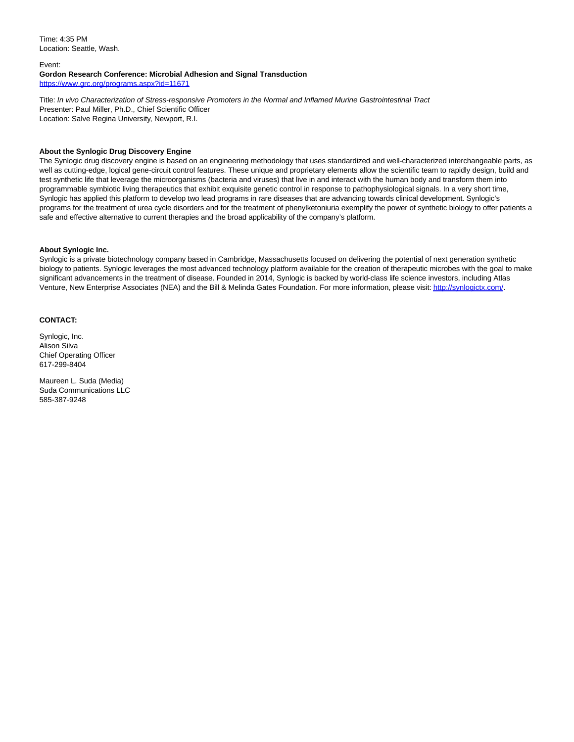Time: 4:35 PM
Location: Seattle, Wash.

Event:
**Gordon Research Conference: Microbial Adhesion and Signal Transduction**
https://www.grc.org/programs.aspx?id=11671

Title: *In vivo Characterization of Stress-responsive Promoters in the Normal and Inflamed Murine Gastrointestinal Tract*
Presenter: Paul Miller, Ph.D., Chief Scientific Officer
Location: Salve Regina University, Newport, R.I.

**About the Synlogic Drug Discovery Engine**
The Synlogic drug discovery engine is based on an engineering methodology that uses standardized and well-characterized interchangeable parts, as well as cutting-edge, logical gene-circuit control features. These unique and proprietary elements allow the scientific team to rapidly design, build and test synthetic life that leverage the microorganisms (bacteria and viruses) that live in and interact with the human body and transform them into programmable symbiotic living therapeutics that exhibit exquisite genetic control in response to pathophysiological signals. In a very short time, Synlogic has applied this platform to develop two lead programs in rare diseases that are advancing towards clinical development. Synlogic's programs for the treatment of urea cycle disorders and for the treatment of phenylketoniuria exemplify the power of synthetic biology to offer patients a safe and effective alternative to current therapies and the broad applicability of the company's platform.

**About Synlogic Inc.**
Synlogic is a private biotechnology company based in Cambridge, Massachusetts focused on delivering the potential of next generation synthetic biology to patients. Synlogic leverages the most advanced technology platform available for the creation of therapeutic microbes with the goal to make significant advancements in the treatment of disease. Founded in 2014, Synlogic is backed by world-class life science investors, including Atlas Venture, New Enterprise Associates (NEA) and the Bill & Melinda Gates Foundation. For more information, please visit: http://synlogictx.com/.

**CONTACT:**

Synlogic, Inc.
Alison Silva
Chief Operating Officer
617-299-8404

Maureen L. Suda (Media)
Suda Communications LLC
585-387-9248